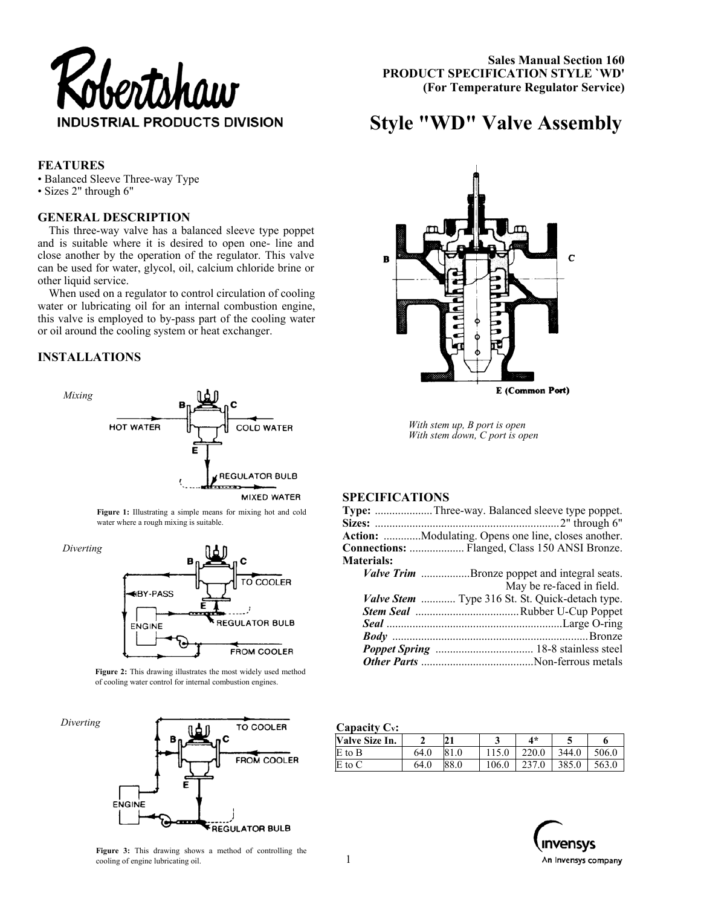Robertshaw

INDUSTRIAL PRODUCTS DIVISION

**Sales Manual Section 160**
**PRODUCT SPECIFICATION STYLE `WD'**
**(For Temperature Regulator Service)**

# Style "WD" Valve Assembly

## FEATURES

- Balanced Sleeve Three-way Type
- Sizes 2" through 6"

## GENERAL DESCRIPTION

This three-way valve has a balanced sleeve type poppet and is suitable where it is desired to open one- line and close another by the operation of the regulator. This valve can be used for water, glycol, oil, calcium chloride brine or other liquid service.

When used on a regulator to control circulation of cooling water or lubricating oil for an internal combustion engine, this valve is employed to by-pass part of the cooling water or oil around the cooling system or heat exchanger.

## INSTALLATIONS

*Mixing*

**Figure 1:** Illustrating a simple means for mixing hot and cold water where a rough mixing is suitable.

*Diverting*

**Figure 2:** This drawing illustrates the most widely used method of cooling water control for internal combustion engines.

*Diverting*

**Figure 3:** This drawing shows a method of controlling the cooling of engine lubricating oil.

*With stem up, B port is open*
*With stem down, C port is open*

## SPECIFICATIONS

**Type:** Three-way. Balanced sleeve type poppet.
**Sizes:** 2" through 6"
**Action:** Modulating. Opens one line, closes another.
**Connections:** Flanged, Class 150 ANSI Bronze.
**Materials:**
- ***Valve Trim*** Bronze poppet and integral seats. May be re-faced in field.
- ***Valve Stem*** Type 316 St. St. Quick-detach type.
- ***Stem Seal*** Rubber U-Cup Poppet
- ***Seal*** Large O-ring
- ***Body*** Bronze
- ***Poppet Spring*** 18-8 stainless steel
- ***Other Parts*** Non-ferrous metals

**Capacity $C_V$:**

| Valve Size In. | 2 | 21 | 3 | 4* | 5 | 6 |
|---|---|---|---|---|---|---|
| E to B | 64.0 | 81.0 | 115.0 | 220.0 | 344.0 | 506.0 |
| E to C | 64.0 | 88.0 | 106.0 | 237.0 | 385.0 | 563.0 |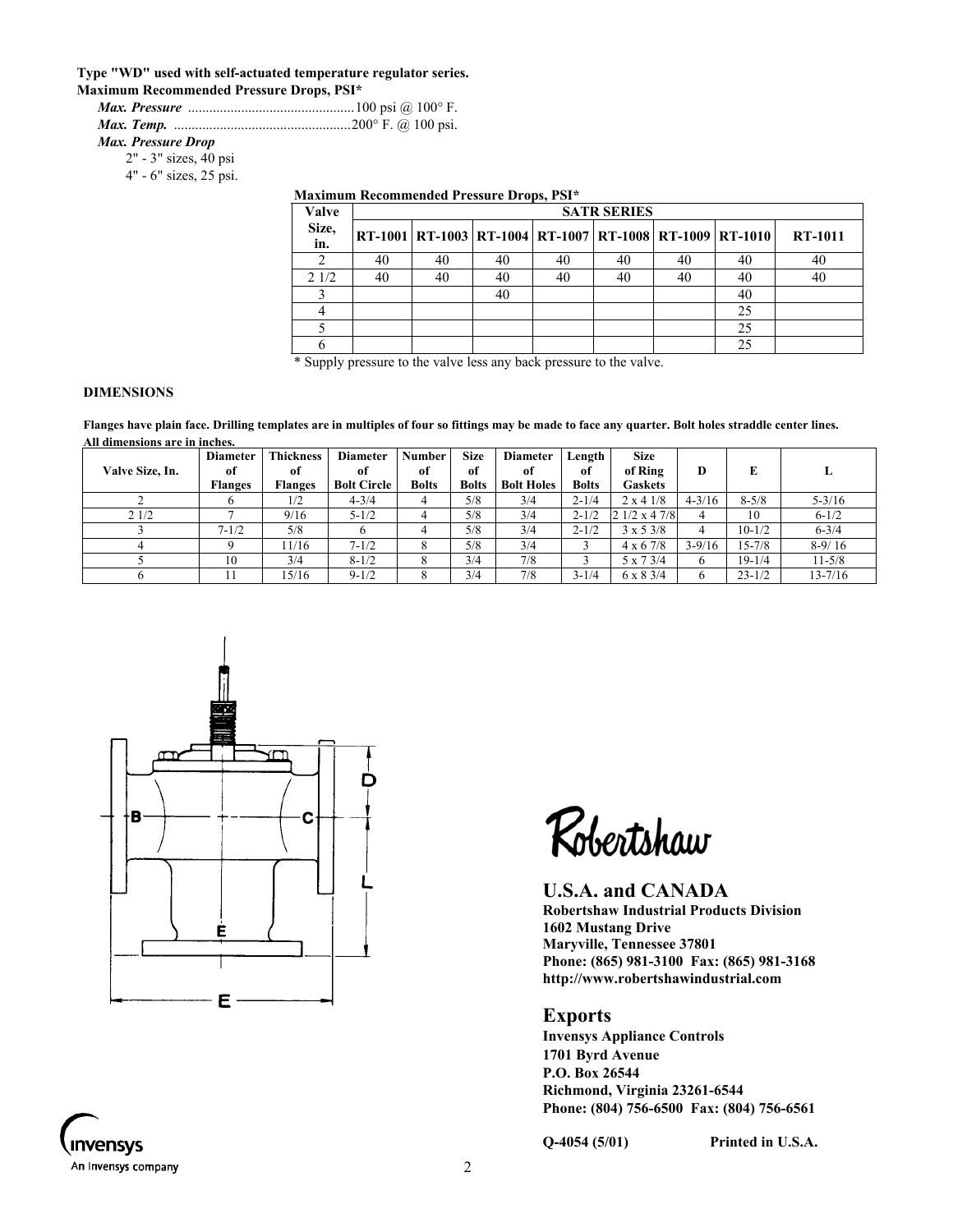**Type "WD" used with self-actuated temperature regulator series.**
**Maximum Recommended Pressure Drops, PSI***

***Max. Pressure*** ..............................................100 psi @ 100° F.
***Max. Temp.*** .................................................200° F. @ 100 psi.
***Max. Pressure Drop***
2" - 3" sizes, 40 psi
4" - 6" sizes, 25 psi.

**Maximum Recommended Pressure Drops, PSI***

| Valve Size, in. | SATR SERIES | | | | | | | |
|---|---|---|---|---|---|---|---|---|
| | RT-1001 | RT-1003 | RT-1004 | RT-1007 | RT-1008 | RT-1009 | RT-1010 | RT-1011 |
| 2 | 40 | 40 | 40 | 40 | 40 | 40 | 40 | 40 |
| 2 1/2 | 40 | 40 | 40 | 40 | 40 | 40 | 40 | 40 |
| 3 | | | 40 | | | | 40 | |
| 4 | | | | | | | 25 | |
| 5 | | | | | | | 25 | |
| 6 | | | | | | | 25 | |

* Supply pressure to the valve less any back pressure to the valve.

**DIMENSIONS**

**Flanges have plain face. Drilling templates are in multiples of four so fittings may be made to face any quarter. Bolt holes straddle center lines. All dimensions are in inches.**

| Valve Size, In. | Diameter of Flanges | Thickness of Flanges | Diameter of Bolt Circle | Number of Bolts | Size of Bolts | Diameter of Bolt Holes | Length of Bolts | Size of Ring Gaskets | D | E | L |
|---|---|---|---|---|---|---|---|---|---|---|---|
| 2 | 6 | 1/2 | 4-3/4 | 4 | 5/8 | 3/4 | 2-1/4 | 2 x 4 1/8 | 4-3/16 | 8-5/8 | 5-3/16 |
| 2 1/2 | 7 | 9/16 | 5-1/2 | 4 | 5/8 | 3/4 | 2-1/2 | 2 1/2 x 4 7/8 | 4 | 10 | 6-1/2 |
| 3 | 7-1/2 | 5/8 | 6 | 4 | 5/8 | 3/4 | 2-1/2 | 3 x 5 3/8 | 4 | 10-1/2 | 6-3/4 |
| 4 | 9 | 11/16 | 7-1/2 | 8 | 5/8 | 3/4 | 3 | 4 x 6 7/8 | 3-9/16 | 15-7/8 | 8-9/ 16 |
| 5 | 10 | 3/4 | 8-1/2 | 8 | 3/4 | 7/8 | 3 | 5 x 7 3/4 | 6 | 19-1/4 | 11-5/8 |
| 6 | 11 | 15/16 | 9-1/2 | 8 | 3/4 | 7/8 | 3-1/4 | 6 x 8 3/4 | 6 | 23-1/2 | 13-7/16 |

B C D L E E

Robertshaw

## U.S.A. and CANADA

**Robertshaw Industrial Products Division**
**1602 Mustang Drive**
**Maryville, Tennessee 37801**
**Phone: (865) 981-3100 Fax: (865) 981-3168**
**http://www.robertshawindustrial.com**

## Exports

**Invensys Appliance Controls**
**1701 Byrd Avenue**
**P.O. Box 26544**
**Richmond, Virginia 23261-6544**
**Phone: (804) 756-6500 Fax: (804) 756-6561**

invensys
An Invensys company

**Q-4054 (5/01)** **Printed in U.S.A.**